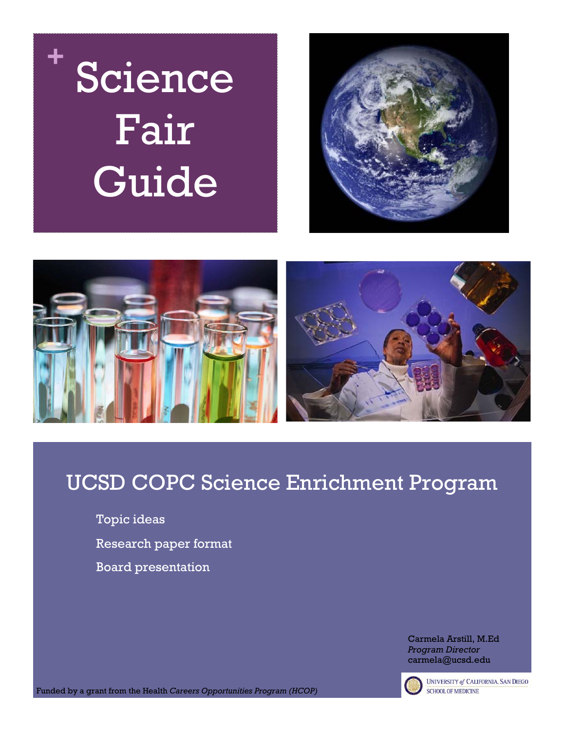# Science Fair Guide

## UCSD COPC Science Enrichment Program

- Topic ideas
- Research paper format
- Board presentation

Carmela Arstill, M.Ed
*Program Director*
carmela@ucsd.edu

University *of* California, San Diego
School of Medicine

Funded by a grant from the Health *Careers Opportunities Program (HCOP)*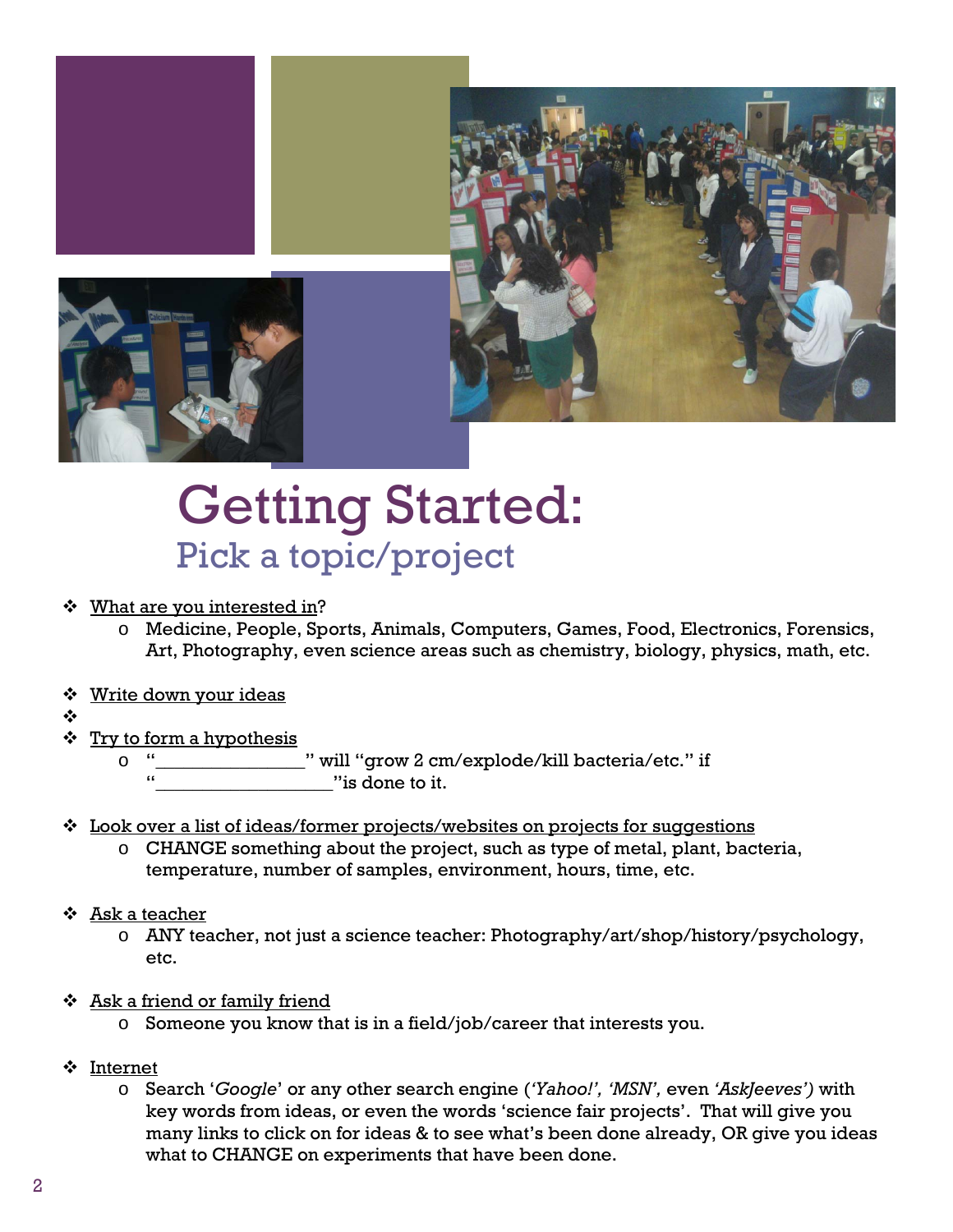# Getting Started:

## Pick a topic/project

- What are you interested in?
  - Medicine, People, Sports, Animals, Computers, Games, Food, Electronics, Forensics, Art, Photography, even science areas such as chemistry, biology, physics, math, etc.

- Write down your ideas

- Try to form a hypothesis
  - "_______________" will "grow 2 cm/explode/kill bacteria/etc." if "_________________"is done to it.

- Look over a list of ideas/former projects/websites on projects for suggestions
  - CHANGE something about the project, such as type of metal, plant, bacteria, temperature, number of samples, environment, hours, time, etc.

- Ask a teacher
  - ANY teacher, not just a science teacher: Photography/art/shop/history/psychology, etc.

- Ask a friend or family friend
  - Someone you know that is in a field/job/career that interests you.

- Internet
  - Search '*Google*' or any other search engine (*'Yahoo!', 'MSN',* even *'AskJeeves')* with key words from ideas, or even the words 'science fair projects'. That will give you many links to click on for ideas & to see what's been done already, OR give you ideas what to CHANGE on experiments that have been done.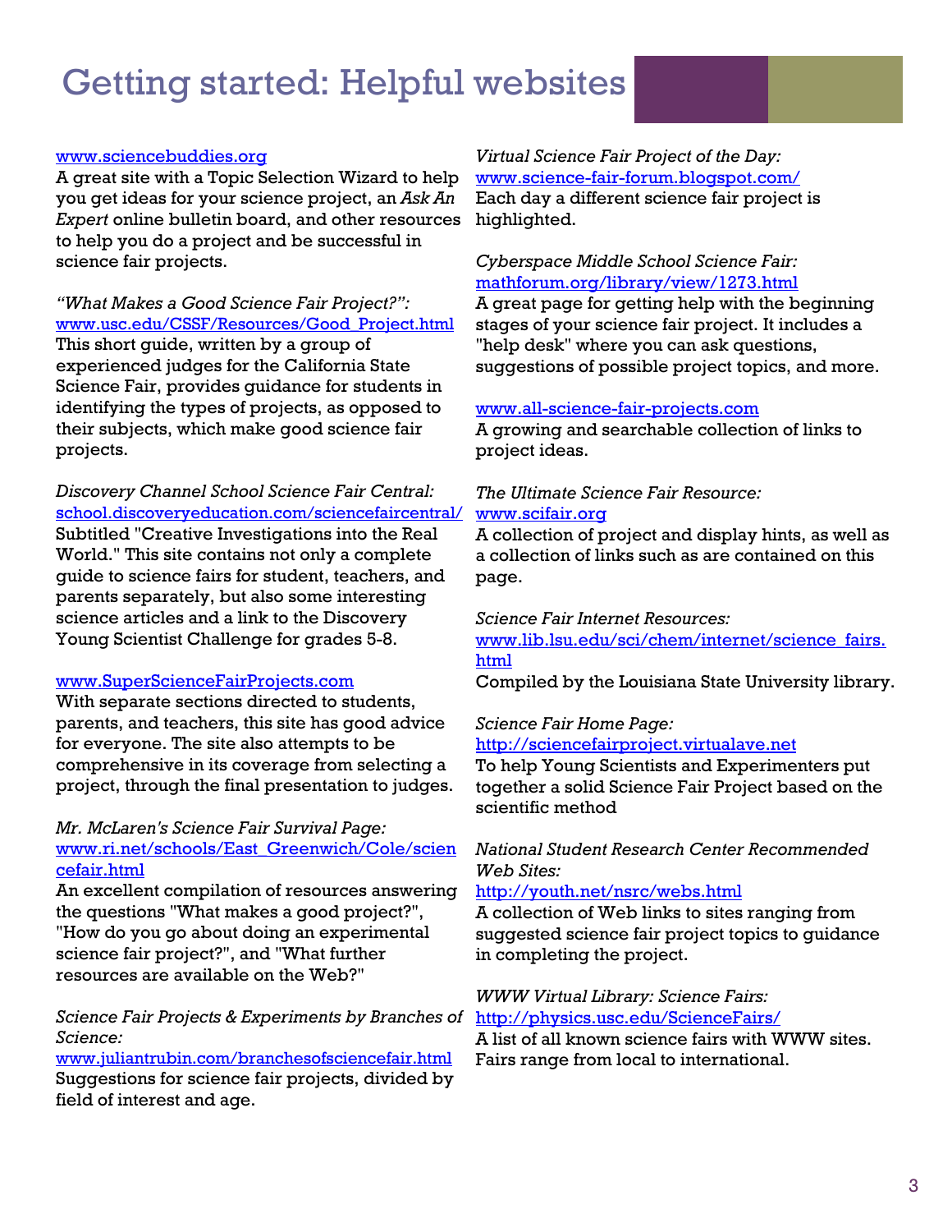# Getting started: Helpful websites

www.sciencebuddies.org
A great site with a Topic Selection Wizard to help you get ideas for your science project, an *Ask An Expert* online bulletin board, and other resources to help you do a project and be successful in science fair projects.

*"What Makes a Good Science Fair Project?":*
www.usc.edu/CSSF/Resources/Good_Project.html
This short guide, written by a group of experienced judges for the California State Science Fair, provides guidance for students in identifying the types of projects, as opposed to their subjects, which make good science fair projects.

*Discovery Channel School Science Fair Central:*
school.discoveryeducation.com/sciencefaircentral/
Subtitled "Creative Investigations into the Real World." This site contains not only a complete guide to science fairs for student, teachers, and parents separately, but also some interesting science articles and a link to the Discovery Young Scientist Challenge for grades 5-8.

www.SuperScienceFairProjects.com
With separate sections directed to students, parents, and teachers, this site has good advice for everyone. The site also attempts to be comprehensive in its coverage from selecting a project, through the final presentation to judges.

*Mr. McLaren's Science Fair Survival Page:*
www.ri.net/schools/East_Greenwich/Cole/sciencefair.html
An excellent compilation of resources answering the questions "What makes a good project?", "How do you go about doing an experimental science fair project?", and "What further resources are available on the Web?"

*Science Fair Projects & Experiments by Branches of Science:*
www.juliantrubin.com/branchesofsciencefair.html
Suggestions for science fair projects, divided by field of interest and age.

*Virtual Science Fair Project of the Day:*
www.science-fair-forum.blogspot.com/
Each day a different science fair project is highlighted.

*Cyberspace Middle School Science Fair:*
mathforum.org/library/view/1273.html
A great page for getting help with the beginning stages of your science fair project. It includes a "help desk" where you can ask questions, suggestions of possible project topics, and more.

www.all-science-fair-projects.com
A growing and searchable collection of links to project ideas.

*The Ultimate Science Fair Resource:*
www.scifair.org
A collection of project and display hints, as well as a collection of links such as are contained on this page.

*Science Fair Internet Resources:*
www.lib.lsu.edu/sci/chem/internet/science_fairs.html
Compiled by the Louisiana State University library.

*Science Fair Home Page:*
http://sciencefairproject.virtualave.net
To help Young Scientists and Experimenters put together a solid Science Fair Project based on the scientific method

*National Student Research Center Recommended Web Sites:*
http://youth.net/nsrc/webs.html
A collection of Web links to sites ranging from suggested science fair project topics to guidance in completing the project.

*WWW Virtual Library: Science Fairs:*
http://physics.usc.edu/ScienceFairs/
A list of all known science fairs with WWW sites. Fairs range from local to international.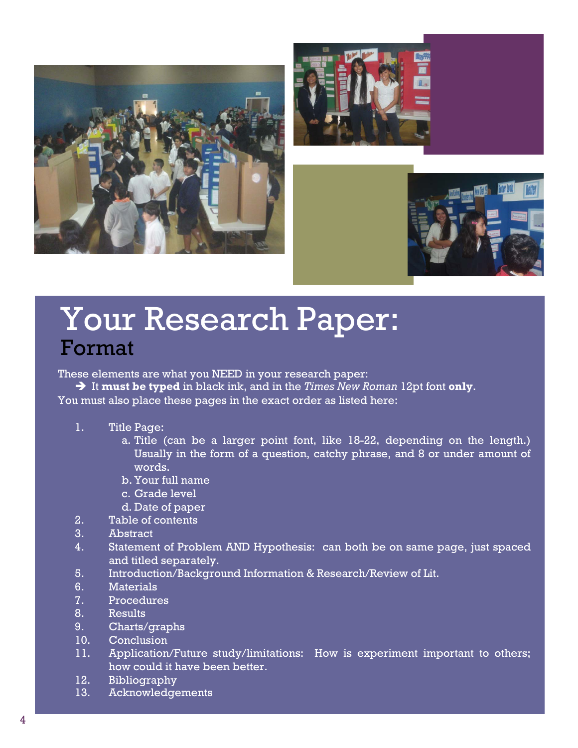# Your Research Paper:

## Format

These elements are what you NEED in your research paper:

➔ It **must be typed** in black ink, and in the *Times New Roman* 12pt font **only**.

You must also place these pages in the exact order as listed here:

1. Title Page:
   a. Title (can be a larger point font, like 18-22, depending on the length.) Usually in the form of a question, catchy phrase, and 8 or under amount of words.
   b. Your full name
   c. Grade level
   d. Date of paper
2. Table of contents
3. Abstract
4. Statement of Problem AND Hypothesis: can both be on same page, just spaced and titled separately.
5. Introduction/Background Information & Research/Review of Lit.
6. Materials
7. Procedures
8. Results
9. Charts/graphs
10. Conclusion
11. Application/Future study/limitations: How is experiment important to others; how could it have been better.
12. Bibliography
13. Acknowledgements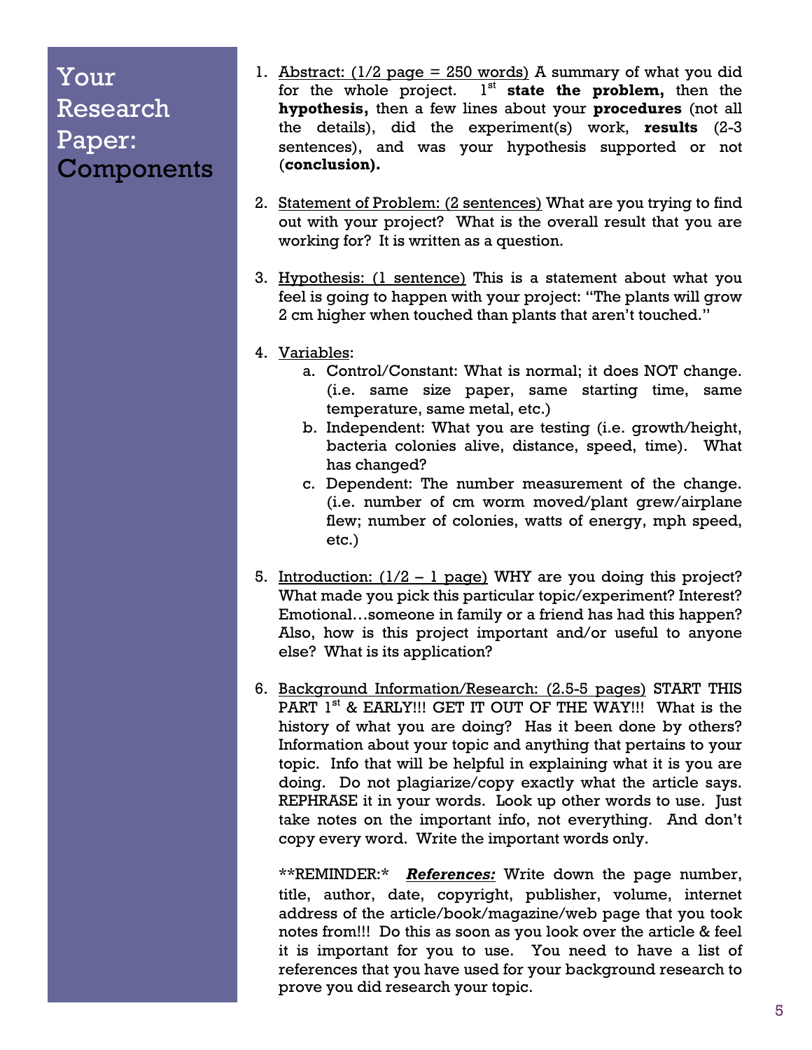# Your Research Paper: Components

1. Abstract: (1/2 page = 250 words) A summary of what you did for the whole project. 1st **state the problem,** then the **hypothesis,** then a few lines about your **procedures** (not all the details), did the experiment(s) work, **results** (2-3 sentences), and was your hypothesis supported or not (**conclusion).**

2. Statement of Problem: (2 sentences) What are you trying to find out with your project? What is the overall result that you are working for? It is written as a question.

3. Hypothesis: (1 sentence) This is a statement about what you feel is going to happen with your project: "The plants will grow 2 cm higher when touched than plants that aren't touched."

4. Variables:
   a. Control/Constant: What is normal; it does NOT change. (i.e. same size paper, same starting time, same temperature, same metal, etc.)
   b. Independent: What you are testing (i.e. growth/height, bacteria colonies alive, distance, speed, time). What has changed?
   c. Dependent: The number measurement of the change. (i.e. number of cm worm moved/plant grew/airplane flew; number of colonies, watts of energy, mph speed, etc.)

5. Introduction: (1/2 – 1 page) WHY are you doing this project? What made you pick this particular topic/experiment? Interest? Emotional…someone in family or a friend has had this happen? Also, how is this project important and/or useful to anyone else? What is its application?

6. Background Information/Research: (2.5-5 pages) START THIS PART 1st & EARLY!!! GET IT OUT OF THE WAY!!! What is the history of what you are doing? Has it been done by others? Information about your topic and anything that pertains to your topic. Info that will be helpful in explaining what it is you are doing. Do not plagiarize/copy exactly what the article says. REPHRASE it in your words. Look up other words to use. Just take notes on the important info, not everything. And don't copy every word. Write the important words only.

   **REMINDER:* ***References:*** Write down the page number, title, author, date, copyright, publisher, volume, internet address of the article/book/magazine/web page that you took notes from!!! Do this as soon as you look over the article & feel it is important for you to use. You need to have a list of references that you have used for your background research to prove you did research your topic.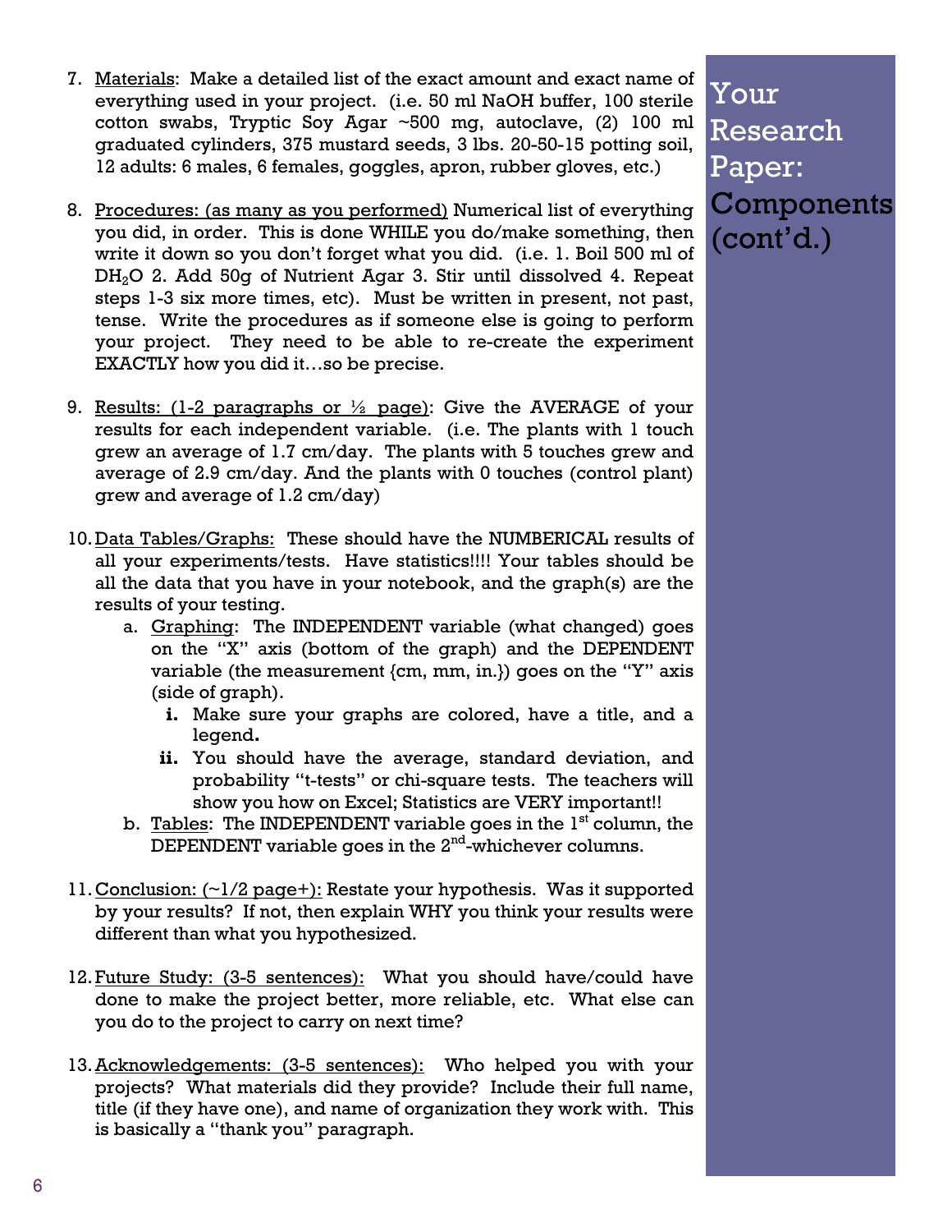## Your Research Paper: Components (cont'd.)

7. Materials: Make a detailed list of the exact amount and exact name of everything used in your project. (i.e. 50 ml NaOH buffer, 100 sterile cotton swabs, Tryptic Soy Agar ~500 mg, autoclave, (2) 100 ml graduated cylinders, 375 mustard seeds, 3 lbs. 20-50-15 potting soil, 12 adults: 6 males, 6 females, goggles, apron, rubber gloves, etc.)

8. Procedures: (as many as you performed) Numerical list of everything you did, in order. This is done WHILE you do/make something, then write it down so you don't forget what you did. (i.e. 1. Boil 500 ml of $DH_2O$ 2. Add 50g of Nutrient Agar 3. Stir until dissolved 4. Repeat steps 1-3 six more times, etc). Must be written in present, not past, tense. Write the procedures as if someone else is going to perform your project. They need to be able to re-create the experiment EXACTLY how you did it…so be precise.

9. Results: (1-2 paragraphs or ½ page): Give the AVERAGE of your results for each independent variable. (i.e. The plants with 1 touch grew an average of 1.7 cm/day. The plants with 5 touches grew and average of 2.9 cm/day. And the plants with 0 touches (control plant) grew and average of 1.2 cm/day)

10. Data Tables/Graphs: These should have the NUMBERICAL results of all your experiments/tests. Have statistics!!!! Your tables should be all the data that you have in your notebook, and the graph(s) are the results of your testing.
    a. Graphing: The INDEPENDENT variable (what changed) goes on the "X" axis (bottom of the graph) and the DEPENDENT variable (the measurement {cm, mm, in.}) goes on the "Y" axis (side of graph).
        i. Make sure your graphs are colored, have a title, and a legend.
        ii. You should have the average, standard deviation, and probability "t-tests" or chi-square tests. The teachers will show you how on Excel; Statistics are VERY important!!
    b. Tables: The INDEPENDENT variable goes in the 1st column, the DEPENDENT variable goes in the 2nd-whichever columns.

11. Conclusion: (~1/2 page+): Restate your hypothesis. Was it supported by your results? If not, then explain WHY you think your results were different than what you hypothesized.

12. Future Study: (3-5 sentences): What you should have/could have done to make the project better, more reliable, etc. What else can you do to the project to carry on next time?

13. Acknowledgements: (3-5 sentences): Who helped you with your projects? What materials did they provide? Include their full name, title (if they have one), and name of organization they work with. This is basically a "thank you" paragraph.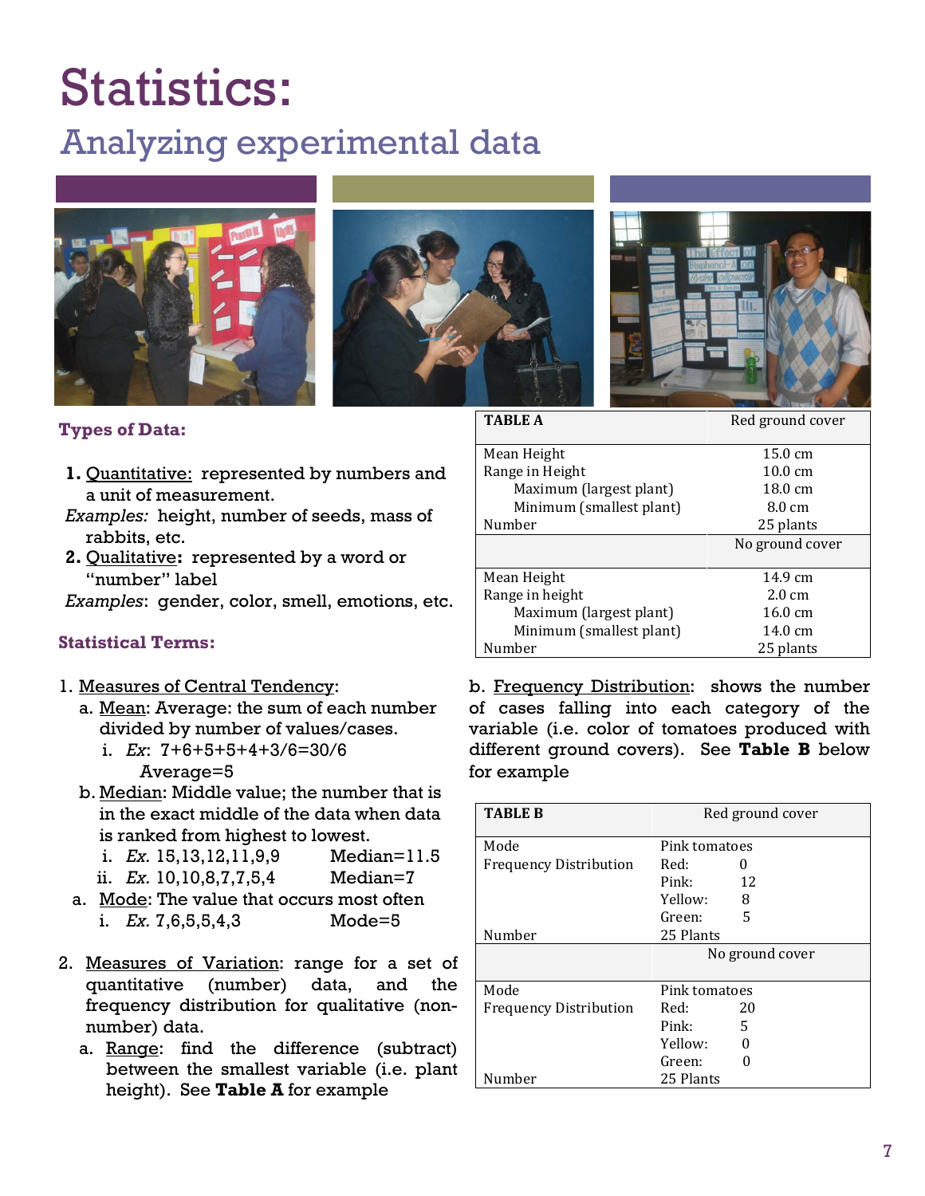# Statistics:

## Analyzing experimental data

### Types of Data:

1. Quantitative: represented by numbers and a unit of measurement.

*Examples:* height, number of seeds, mass of rabbits, etc.

2. Qualitative**:** represented by a word or "number" label

*Examples*: gender, color, smell, emotions, etc.

### Statistical Terms:

1. Measures of Central Tendency:
   a. Mean: Average: the sum of each number divided by number of values/cases.
      i. *Ex*: 7+6+5+5+4+3/6=30/6
         Average=5
   b. Median: Middle value; the number that is in the exact middle of the data when data is ranked from highest to lowest.
      i. *Ex.* 15,13,12,11,9,9 Median=11.5
      ii. *Ex.* 10,10,8,7,7,5,4 Median=7
   a. Mode: The value that occurs most often
      i. *Ex.* 7,6,5,5,5,4,3 Mode=5

2. Measures of Variation: range for a set of quantitative (number) data, and the frequency distribution for qualitative (non-number) data.
   a. Range: find the difference (subtract) between the smallest variable (i.e. plant height). See **Table A** for example

| **TABLE A** | Red ground cover |
|---|---|
| Mean Height | 15.0 cm |
| Range in Height | 10.0 cm |
| Maximum (largest plant) | 18.0 cm |
| Minimum (smallest plant) | 8.0 cm |
| Number | 25 plants |
| | No ground cover |
| Mean Height | 14.9 cm |
| Range in height | 2.0 cm |
| Maximum (largest plant) | 16.0 cm |
| Minimum (smallest plant) | 14.0 cm |
| Number | 25 plants |

b. Frequency Distribution: shows the number of cases falling into each category of the variable (i.e. color of tomatoes produced with different ground covers). See **Table B** below for example

| **TABLE B** | Red ground cover | |
|---|---|---|
| Mode | Pink tomatoes | |
| Frequency Distribution | Red: | 0 |
| | Pink: | 12 |
| | Yellow: | 8 |
| | Green: | 5 |
| Number | 25 Plants | |
| | No ground cover | |
| Mode | Pink tomatoes | |
| Frequency Distribution | Red: | 20 |
| | Pink: | 5 |
| | Yellow: | 0 |
| | Green: | 0 |
| Number | 25 Plants | |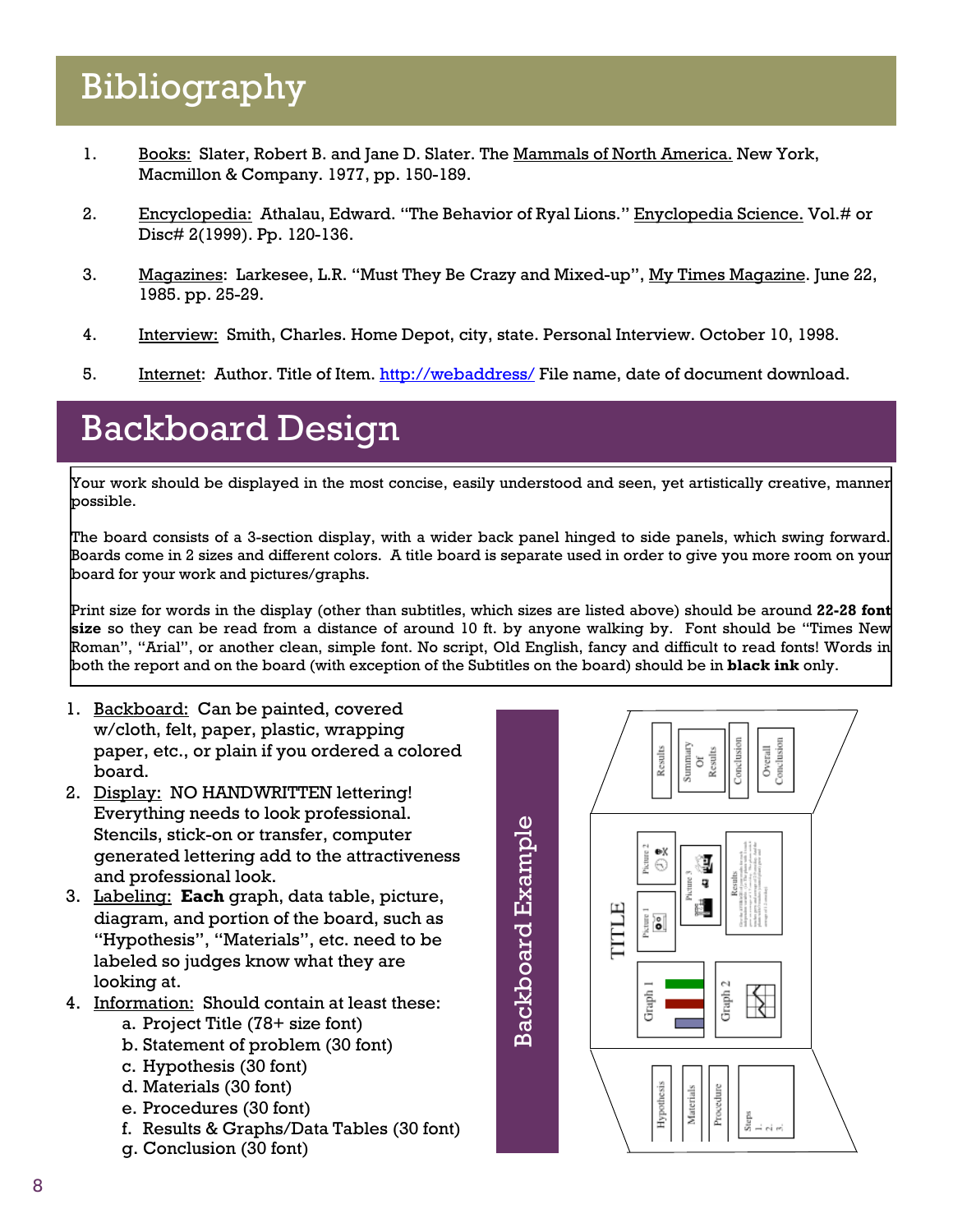# Bibliography

1. Books: Slater, Robert B. and Jane D. Slater. The Mammals of North America. New York, Macmillon & Company. 1977, pp. 150-189.

2. Encyclopedia: Athalau, Edward. "The Behavior of Ryal Lions." Enyclopedia Science. Vol.# or Disc# 2(1999). Pp. 120-136.

3. Magazines: Larkesee, L.R. "Must They Be Crazy and Mixed-up", My Times Magazine. June 22, 1985. pp. 25-29.

4. Interview: Smith, Charles. Home Depot, city, state. Personal Interview. October 10, 1998.

5. Internet: Author. Title of Item. http://webaddress/ File name, date of document download.

# Backboard Design

Your work should be displayed in the most concise, easily understood and seen, yet artistically creative, manner possible.

The board consists of a 3-section display, with a wider back panel hinged to side panels, which swing forward. Boards come in 2 sizes and different colors. A title board is separate used in order to give you more room on your board for your work and pictures/graphs.

Print size for words in the display (other than subtitles, which sizes are listed above) should be around **22-28 font size** so they can be read from a distance of around 10 ft. by anyone walking by. Font should be "Times New Roman", "Arial", or another clean, simple font. No script, Old English, fancy and difficult to read fonts! Words in both the report and on the board (with exception of the Subtitles on the board) should be in **black ink** only.

1. Backboard: Can be painted, covered w/cloth, felt, paper, plastic, wrapping paper, etc., or plain if you ordered a colored board.
2. Display: NO HANDWRITTEN lettering! Everything needs to look professional. Stencils, stick-on or transfer, computer generated lettering add to the attractiveness and professional look.
3. Labeling: **Each** graph, data table, picture, diagram, and portion of the board, such as "Hypothesis", "Materials", etc. need to be labeled so judges know what they are looking at.
4. Information: Should contain at least these:
   a. Project Title (78+ size font)
   b. Statement of problem (30 font)
   c. Hypothesis (30 font)
   d. Materials (30 font)
   e. Procedures (30 font)
   f. Results & Graphs/Data Tables (30 font)
   g. Conclusion (30 font)

## Backboard Example

Results
Summary Of Results
Conclusion
Overall Conclusion
TITLE
Picture 1
Picture 2
Picture 3
Results
Graph 1
Graph 2
Hypothesis
Materials
Procedure
Steps
1.
2.
3.